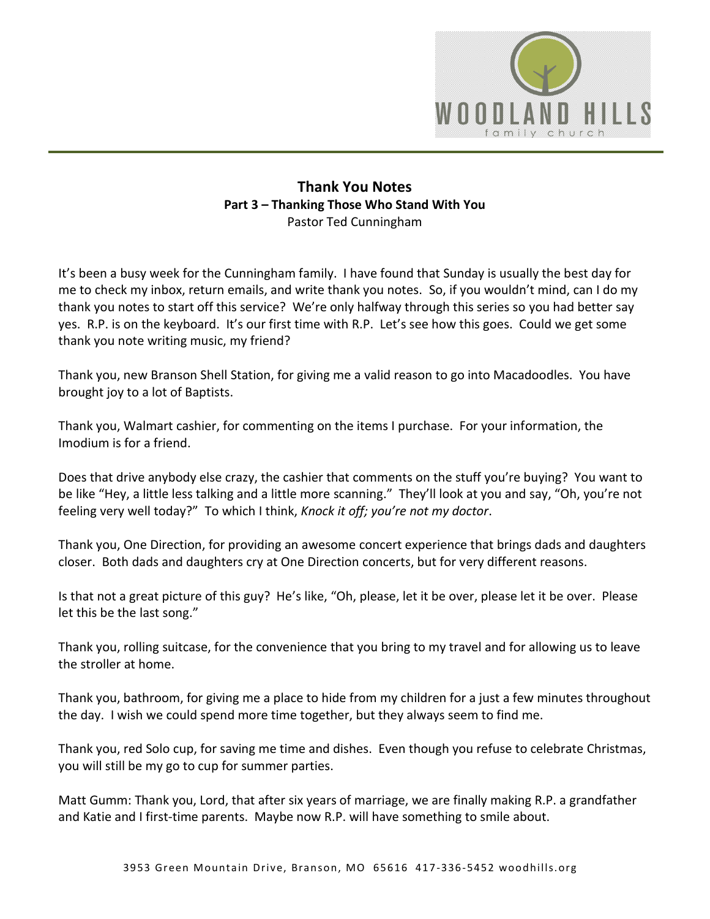# Thank You Notes

### Part 3 – Thanking Those Who Stand With You

Pastor Ted Cunningham

It's been a busy week for the Cunningham family. I have found that Sunday is usually the best day for me to check my inbox, return emails, and write thank you notes. So, if you wouldn't mind, can I do my thank you notes to start off this service? We're only halfway through this series so you had better say yes. R.P. is on the keyboard. It's our first time with R.P. Let's see how this goes. Could we get some thank you note writing music, my friend?

Thank you, new Branson Shell Station, for giving me a valid reason to go into Macadoodles. You have brought joy to a lot of Baptists.

Thank you, Walmart cashier, for commenting on the items I purchase. For your information, the Imodium is for a friend.

Does that drive anybody else crazy, the cashier that comments on the stuff you're buying? You want to be like "Hey, a little less talking and a little more scanning." They'll look at you and say, "Oh, you're not feeling very well today?" To which I think, *Knock it off; you're not my doctor*.

Thank you, One Direction, for providing an awesome concert experience that brings dads and daughters closer. Both dads and daughters cry at One Direction concerts, but for very different reasons.

Is that not a great picture of this guy? He's like, "Oh, please, let it be over, please let it be over. Please let this be the last song."

Thank you, rolling suitcase, for the convenience that you bring to my travel and for allowing us to leave the stroller at home.

Thank you, bathroom, for giving me a place to hide from my children for a just a few minutes throughout the day. I wish we could spend more time together, but they always seem to find me.

Thank you, red Solo cup, for saving me time and dishes. Even though you refuse to celebrate Christmas, you will still be my go to cup for summer parties.

Matt Gumm: Thank you, Lord, that after six years of marriage, we are finally making R.P. a grandfather and Katie and I first-time parents. Maybe now R.P. will have something to smile about.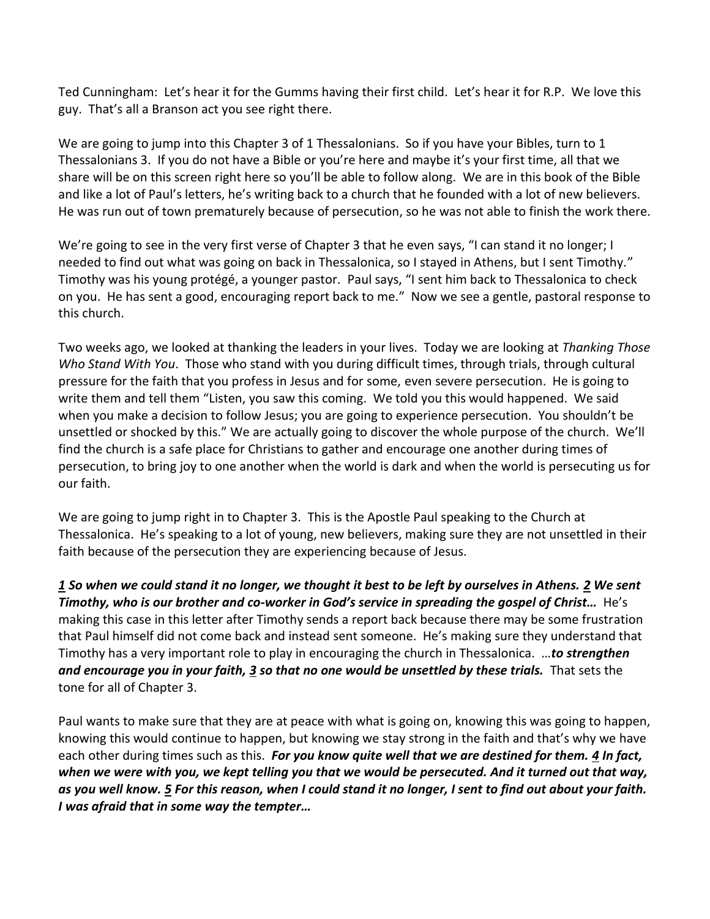Ted Cunningham: Let's hear it for the Gumms having their first child. Let's hear it for R.P. We love this guy. That's all a Branson act you see right there.

We are going to jump into this Chapter 3 of 1 Thessalonians. So if you have your Bibles, turn to 1 Thessalonians 3. If you do not have a Bible or you're here and maybe it's your first time, all that we share will be on this screen right here so you'll be able to follow along. We are in this book of the Bible and like a lot of Paul's letters, he's writing back to a church that he founded with a lot of new believers. He was run out of town prematurely because of persecution, so he was not able to finish the work there.

We're going to see in the very first verse of Chapter 3 that he even says, "I can stand it no longer; I needed to find out what was going on back in Thessalonica, so I stayed in Athens, but I sent Timothy." Timothy was his young protégé, a younger pastor. Paul says, "I sent him back to Thessalonica to check on you. He has sent a good, encouraging report back to me." Now we see a gentle, pastoral response to this church.

Two weeks ago, we looked at thanking the leaders in your lives. Today we are looking at *Thanking Those Who Stand With You*. Those who stand with you during difficult times, through trials, through cultural pressure for the faith that you profess in Jesus and for some, even severe persecution. He is going to write them and tell them "Listen, you saw this coming. We told you this would happened. We said when you make a decision to follow Jesus; you are going to experience persecution. You shouldn't be unsettled or shocked by this." We are actually going to discover the whole purpose of the church. We'll find the church is a safe place for Christians to gather and encourage one another during times of persecution, to bring joy to one another when the world is dark and when the world is persecuting us for our faith.

We are going to jump right in to Chapter 3. This is the Apostle Paul speaking to the Church at Thessalonica. He's speaking to a lot of young, new believers, making sure they are not unsettled in their faith because of the persecution they are experiencing because of Jesus.

***1 So when we could stand it no longer, we thought it best to be left by ourselves in Athens. 2 We sent Timothy, who is our brother and co-worker in God's service in spreading the gospel of Christ…*** He's making this case in this letter after Timothy sends a report back because there may be some frustration that Paul himself did not come back and instead sent someone. He's making sure they understand that Timothy has a very important role to play in encouraging the church in Thessalonica. …***to strengthen and encourage you in your faith, 3 so that no one would be unsettled by these trials.*** That sets the tone for all of Chapter 3.

Paul wants to make sure that they are at peace with what is going on, knowing this was going to happen, knowing this would continue to happen, but knowing we stay strong in the faith and that's why we have each other during times such as this. ***For you know quite well that we are destined for them. 4 In fact, when we were with you, we kept telling you that we would be persecuted. And it turned out that way, as you well know. 5 For this reason, when I could stand it no longer, I sent to find out about your faith. I was afraid that in some way the tempter…***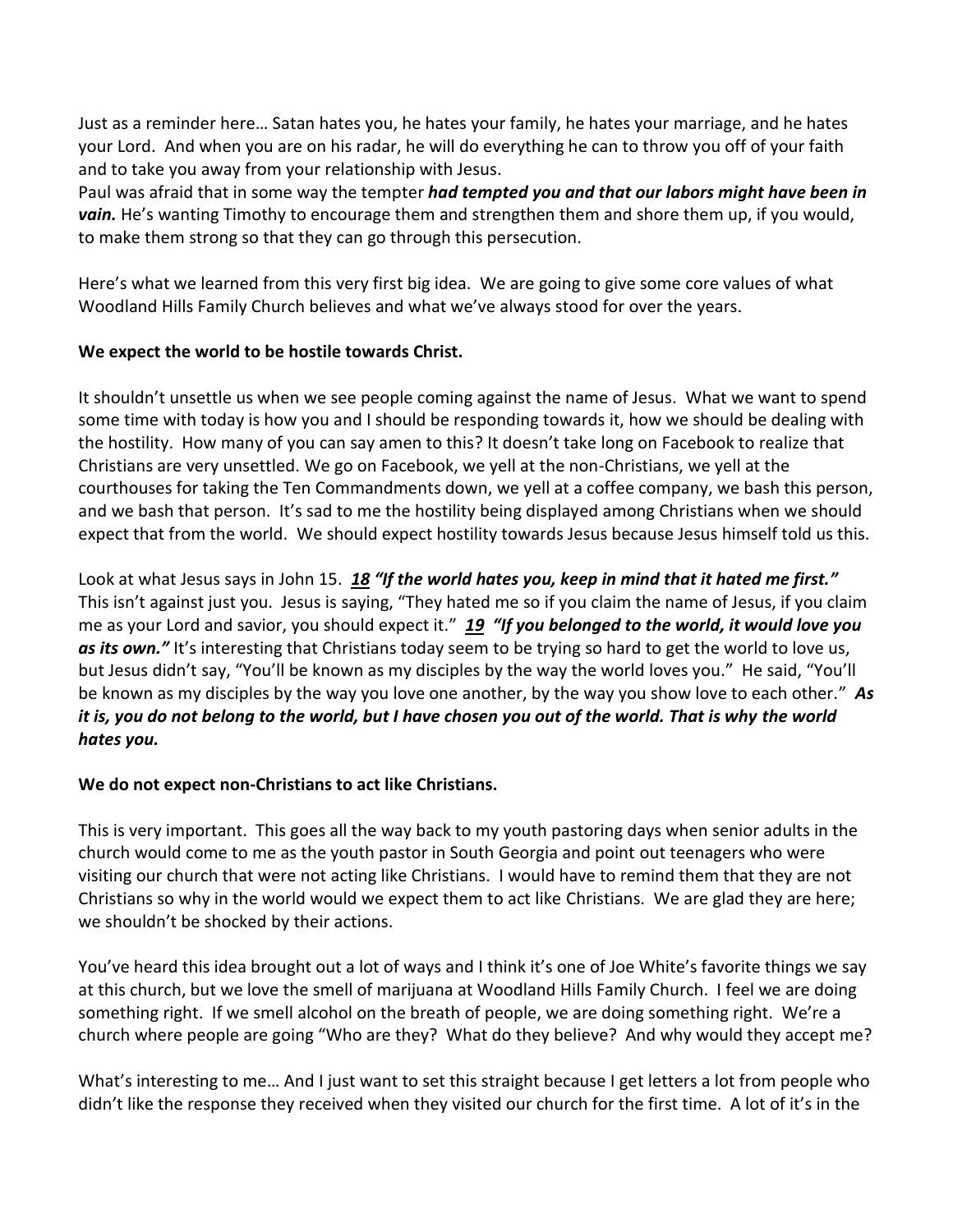Just as a reminder here… Satan hates you, he hates your family, he hates your marriage, and he hates your Lord. And when you are on his radar, he will do everything he can to throw you off of your faith and to take you away from your relationship with Jesus.

Paul was afraid that in some way the tempter ***had tempted you and that our labors might have been in vain.*** He's wanting Timothy to encourage them and strengthen them and shore them up, if you would, to make them strong so that they can go through this persecution.

Here's what we learned from this very first big idea. We are going to give some core values of what Woodland Hills Family Church believes and what we've always stood for over the years.

**We expect the world to be hostile towards Christ.**

It shouldn't unsettle us when we see people coming against the name of Jesus. What we want to spend some time with today is how you and I should be responding towards it, how we should be dealing with the hostility. How many of you can say amen to this? It doesn't take long on Facebook to realize that Christians are very unsettled. We go on Facebook, we yell at the non-Christians, we yell at the courthouses for taking the Ten Commandments down, we yell at a coffee company, we bash this person, and we bash that person. It's sad to me the hostility being displayed among Christians when we should expect that from the world. We should expect hostility towards Jesus because Jesus himself told us this.

Look at what Jesus says in John 15. ***18 "If the world hates you, keep in mind that it hated me first."*** This isn't against just you. Jesus is saying, "They hated me so if you claim the name of Jesus, if you claim me as your Lord and savior, you should expect it." ***19 "If you belonged to the world, it would love you as its own."*** It's interesting that Christians today seem to be trying so hard to get the world to love us, but Jesus didn't say, "You'll be known as my disciples by the way the world loves you." He said, "You'll be known as my disciples by the way you love one another, by the way you show love to each other." ***As it is, you do not belong to the world, but I have chosen you out of the world. That is why the world hates you.***

**We do not expect non-Christians to act like Christians.**

This is very important. This goes all the way back to my youth pastoring days when senior adults in the church would come to me as the youth pastor in South Georgia and point out teenagers who were visiting our church that were not acting like Christians. I would have to remind them that they are not Christians so why in the world would we expect them to act like Christians. We are glad they are here; we shouldn't be shocked by their actions.

You've heard this idea brought out a lot of ways and I think it's one of Joe White's favorite things we say at this church, but we love the smell of marijuana at Woodland Hills Family Church. I feel we are doing something right. If we smell alcohol on the breath of people, we are doing something right. We're a church where people are going "Who are they? What do they believe? And why would they accept me?

What's interesting to me… And I just want to set this straight because I get letters a lot from people who didn't like the response they received when they visited our church for the first time. A lot of it's in the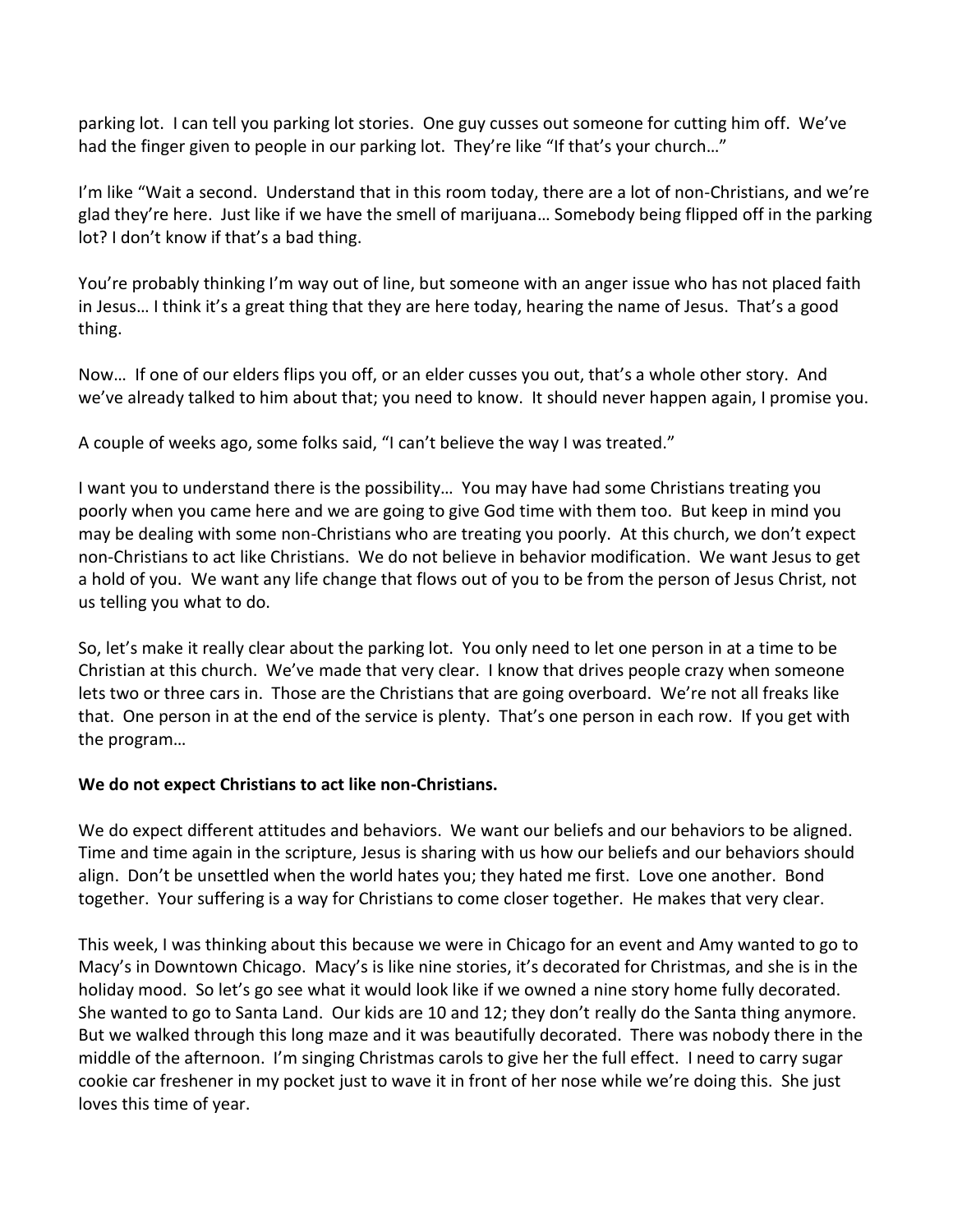parking lot. I can tell you parking lot stories. One guy cusses out someone for cutting him off. We've had the finger given to people in our parking lot. They're like "If that's your church…"

I'm like "Wait a second. Understand that in this room today, there are a lot of non-Christians, and we're glad they're here. Just like if we have the smell of marijuana… Somebody being flipped off in the parking lot? I don't know if that's a bad thing.

You're probably thinking I'm way out of line, but someone with an anger issue who has not placed faith in Jesus… I think it's a great thing that they are here today, hearing the name of Jesus. That's a good thing.

Now… If one of our elders flips you off, or an elder cusses you out, that's a whole other story. And we've already talked to him about that; you need to know. It should never happen again, I promise you.

A couple of weeks ago, some folks said, "I can't believe the way I was treated."

I want you to understand there is the possibility… You may have had some Christians treating you poorly when you came here and we are going to give God time with them too. But keep in mind you may be dealing with some non-Christians who are treating you poorly. At this church, we don't expect non-Christians to act like Christians. We do not believe in behavior modification. We want Jesus to get a hold of you. We want any life change that flows out of you to be from the person of Jesus Christ, not us telling you what to do.

So, let's make it really clear about the parking lot. You only need to let one person in at a time to be Christian at this church. We've made that very clear. I know that drives people crazy when someone lets two or three cars in. Those are the Christians that are going overboard. We're not all freaks like that. One person in at the end of the service is plenty. That's one person in each row. If you get with the program…

**We do not expect Christians to act like non-Christians.**

We do expect different attitudes and behaviors. We want our beliefs and our behaviors to be aligned. Time and time again in the scripture, Jesus is sharing with us how our beliefs and our behaviors should align. Don't be unsettled when the world hates you; they hated me first. Love one another. Bond together. Your suffering is a way for Christians to come closer together. He makes that very clear.

This week, I was thinking about this because we were in Chicago for an event and Amy wanted to go to Macy's in Downtown Chicago. Macy's is like nine stories, it's decorated for Christmas, and she is in the holiday mood. So let's go see what it would look like if we owned a nine story home fully decorated. She wanted to go to Santa Land. Our kids are 10 and 12; they don't really do the Santa thing anymore. But we walked through this long maze and it was beautifully decorated. There was nobody there in the middle of the afternoon. I'm singing Christmas carols to give her the full effect. I need to carry sugar cookie car freshener in my pocket just to wave it in front of her nose while we're doing this. She just loves this time of year.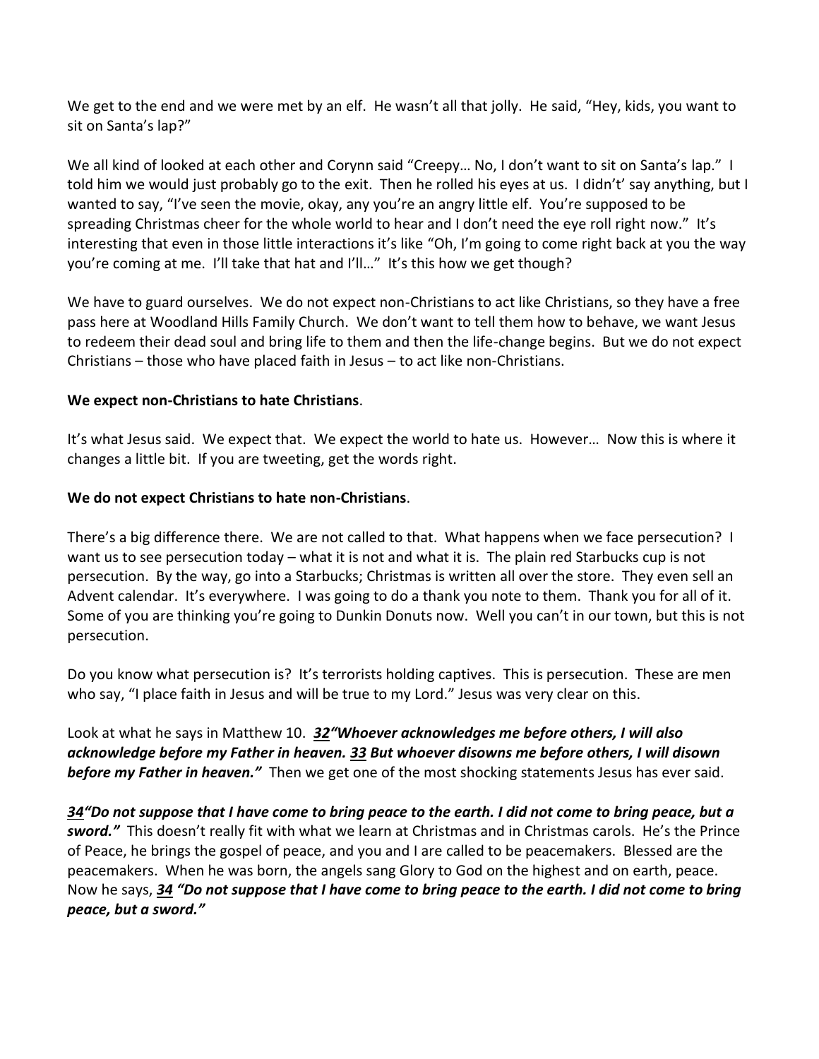We get to the end and we were met by an elf. He wasn't all that jolly. He said, "Hey, kids, you want to sit on Santa's lap?"

We all kind of looked at each other and Corynn said "Creepy… No, I don't want to sit on Santa's lap." I told him we would just probably go to the exit. Then he rolled his eyes at us. I didn't' say anything, but I wanted to say, "I've seen the movie, okay, any you're an angry little elf. You're supposed to be spreading Christmas cheer for the whole world to hear and I don't need the eye roll right now." It's interesting that even in those little interactions it's like "Oh, I'm going to come right back at you the way you're coming at me. I'll take that hat and I'll…" It's this how we get though?

We have to guard ourselves. We do not expect non-Christians to act like Christians, so they have a free pass here at Woodland Hills Family Church. We don't want to tell them how to behave, we want Jesus to redeem their dead soul and bring life to them and then the life-change begins. But we do not expect Christians – those who have placed faith in Jesus – to act like non-Christians.

**We expect non-Christians to hate Christians**.

It's what Jesus said. We expect that. We expect the world to hate us. However… Now this is where it changes a little bit. If you are tweeting, get the words right.

**We do not expect Christians to hate non-Christians**.

There's a big difference there. We are not called to that. What happens when we face persecution? I want us to see persecution today – what it is not and what it is. The plain red Starbucks cup is not persecution. By the way, go into a Starbucks; Christmas is written all over the store. They even sell an Advent calendar. It's everywhere. I was going to do a thank you note to them. Thank you for all of it. Some of you are thinking you're going to Dunkin Donuts now. Well you can't in our town, but this is not persecution.

Do you know what persecution is? It's terrorists holding captives. This is persecution. These are men who say, "I place faith in Jesus and will be true to my Lord." Jesus was very clear on this.

Look at what he says in Matthew 10. ***32"Whoever acknowledges me before others, I will also acknowledge before my Father in heaven. 33 But whoever disowns me before others, I will disown before my Father in heaven."*** Then we get one of the most shocking statements Jesus has ever said.

***34"Do not suppose that I have come to bring peace to the earth. I did not come to bring peace, but a sword."*** This doesn't really fit with what we learn at Christmas and in Christmas carols. He's the Prince of Peace, he brings the gospel of peace, and you and I are called to be peacemakers. Blessed are the peacemakers. When he was born, the angels sang Glory to God on the highest and on earth, peace. Now he says, ***34 "Do not suppose that I have come to bring peace to the earth. I did not come to bring peace, but a sword."***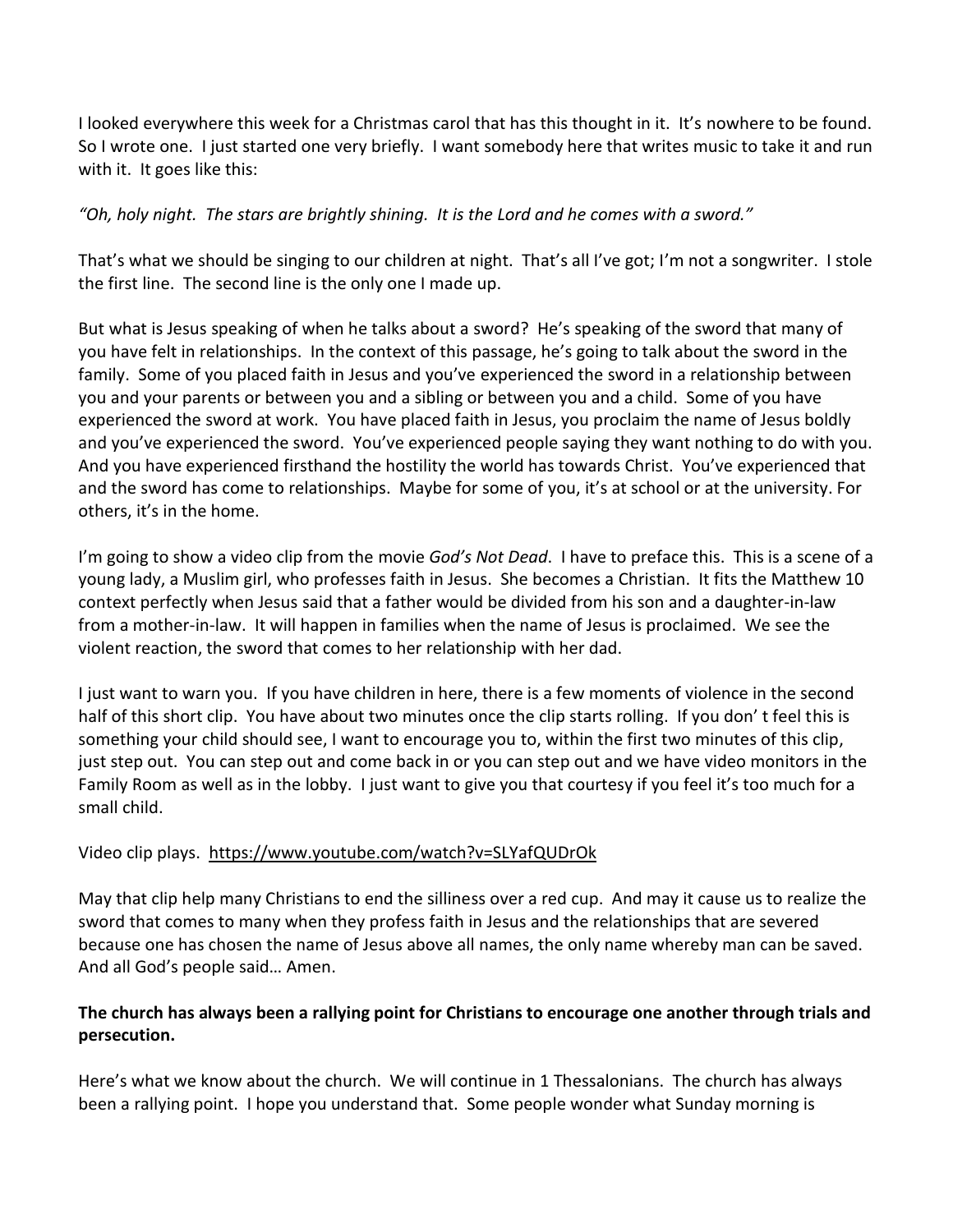I looked everywhere this week for a Christmas carol that has this thought in it. It's nowhere to be found. So I wrote one. I just started one very briefly. I want somebody here that writes music to take it and run with it. It goes like this:

*"Oh, holy night. The stars are brightly shining. It is the Lord and he comes with a sword."*

That's what we should be singing to our children at night. That's all I've got; I'm not a songwriter. I stole the first line. The second line is the only one I made up.

But what is Jesus speaking of when he talks about a sword? He's speaking of the sword that many of you have felt in relationships. In the context of this passage, he's going to talk about the sword in the family. Some of you placed faith in Jesus and you've experienced the sword in a relationship between you and your parents or between you and a sibling or between you and a child. Some of you have experienced the sword at work. You have placed faith in Jesus, you proclaim the name of Jesus boldly and you've experienced the sword. You've experienced people saying they want nothing to do with you. And you have experienced firsthand the hostility the world has towards Christ. You've experienced that and the sword has come to relationships. Maybe for some of you, it's at school or at the university. For others, it's in the home.

I'm going to show a video clip from the movie *God's Not Dead*. I have to preface this. This is a scene of a young lady, a Muslim girl, who professes faith in Jesus. She becomes a Christian. It fits the Matthew 10 context perfectly when Jesus said that a father would be divided from his son and a daughter-in-law from a mother-in-law. It will happen in families when the name of Jesus is proclaimed. We see the violent reaction, the sword that comes to her relationship with her dad.

I just want to warn you. If you have children in here, there is a few moments of violence in the second half of this short clip. You have about two minutes once the clip starts rolling. If you don' t feel this is something your child should see, I want to encourage you to, within the first two minutes of this clip, just step out. You can step out and come back in or you can step out and we have video monitors in the Family Room as well as in the lobby. I just want to give you that courtesy if you feel it's too much for a small child.

Video clip plays. https://www.youtube.com/watch?v=SLYafQUDrOk

May that clip help many Christians to end the silliness over a red cup. And may it cause us to realize the sword that comes to many when they profess faith in Jesus and the relationships that are severed because one has chosen the name of Jesus above all names, the only name whereby man can be saved. And all God's people said… Amen.

**The church has always been a rallying point for Christians to encourage one another through trials and persecution.**

Here's what we know about the church. We will continue in 1 Thessalonians. The church has always been a rallying point. I hope you understand that. Some people wonder what Sunday morning is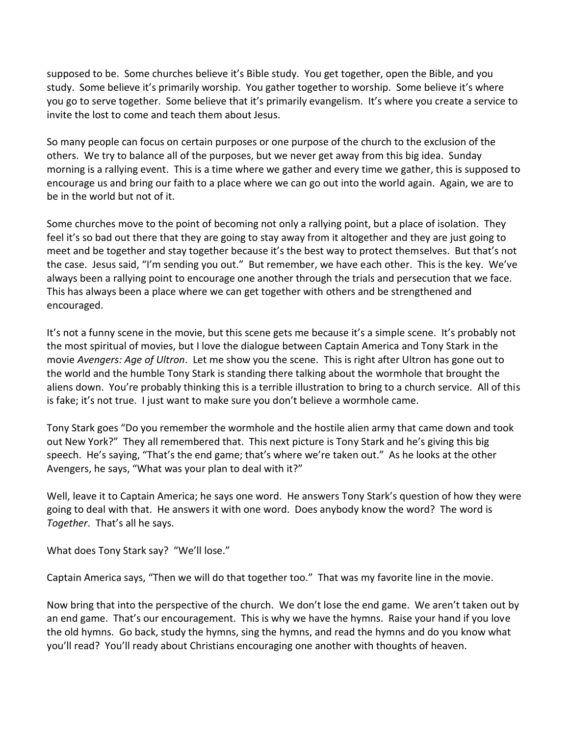supposed to be. Some churches believe it's Bible study. You get together, open the Bible, and you study. Some believe it's primarily worship. You gather together to worship. Some believe it's where you go to serve together. Some believe that it's primarily evangelism. It's where you create a service to invite the lost to come and teach them about Jesus.

So many people can focus on certain purposes or one purpose of the church to the exclusion of the others. We try to balance all of the purposes, but we never get away from this big idea. Sunday morning is a rallying event. This is a time where we gather and every time we gather, this is supposed to encourage us and bring our faith to a place where we can go out into the world again. Again, we are to be in the world but not of it.

Some churches move to the point of becoming not only a rallying point, but a place of isolation. They feel it's so bad out there that they are going to stay away from it altogether and they are just going to meet and be together and stay together because it's the best way to protect themselves. But that's not the case. Jesus said, "I'm sending you out." But remember, we have each other. This is the key. We've always been a rallying point to encourage one another through the trials and persecution that we face. This has always been a place where we can get together with others and be strengthened and encouraged.

It's not a funny scene in the movie, but this scene gets me because it's a simple scene. It's probably not the most spiritual of movies, but I love the dialogue between Captain America and Tony Stark in the movie *Avengers: Age of Ultron*. Let me show you the scene. This is right after Ultron has gone out to the world and the humble Tony Stark is standing there talking about the wormhole that brought the aliens down. You're probably thinking this is a terrible illustration to bring to a church service. All of this is fake; it's not true. I just want to make sure you don't believe a wormhole came.

Tony Stark goes "Do you remember the wormhole and the hostile alien army that came down and took out New York?" They all remembered that. This next picture is Tony Stark and he's giving this big speech. He's saying, "That's the end game; that's where we're taken out." As he looks at the other Avengers, he says, "What was your plan to deal with it?"

Well, leave it to Captain America; he says one word. He answers Tony Stark's question of how they were going to deal with that. He answers it with one word. Does anybody know the word? The word is *Together*. That's all he says.

What does Tony Stark say? "We'll lose."

Captain America says, "Then we will do that together too." That was my favorite line in the movie.

Now bring that into the perspective of the church. We don't lose the end game. We aren't taken out by an end game. That's our encouragement. This is why we have the hymns. Raise your hand if you love the old hymns. Go back, study the hymns, sing the hymns, and read the hymns and do you know what you'll read? You'll ready about Christians encouraging one another with thoughts of heaven.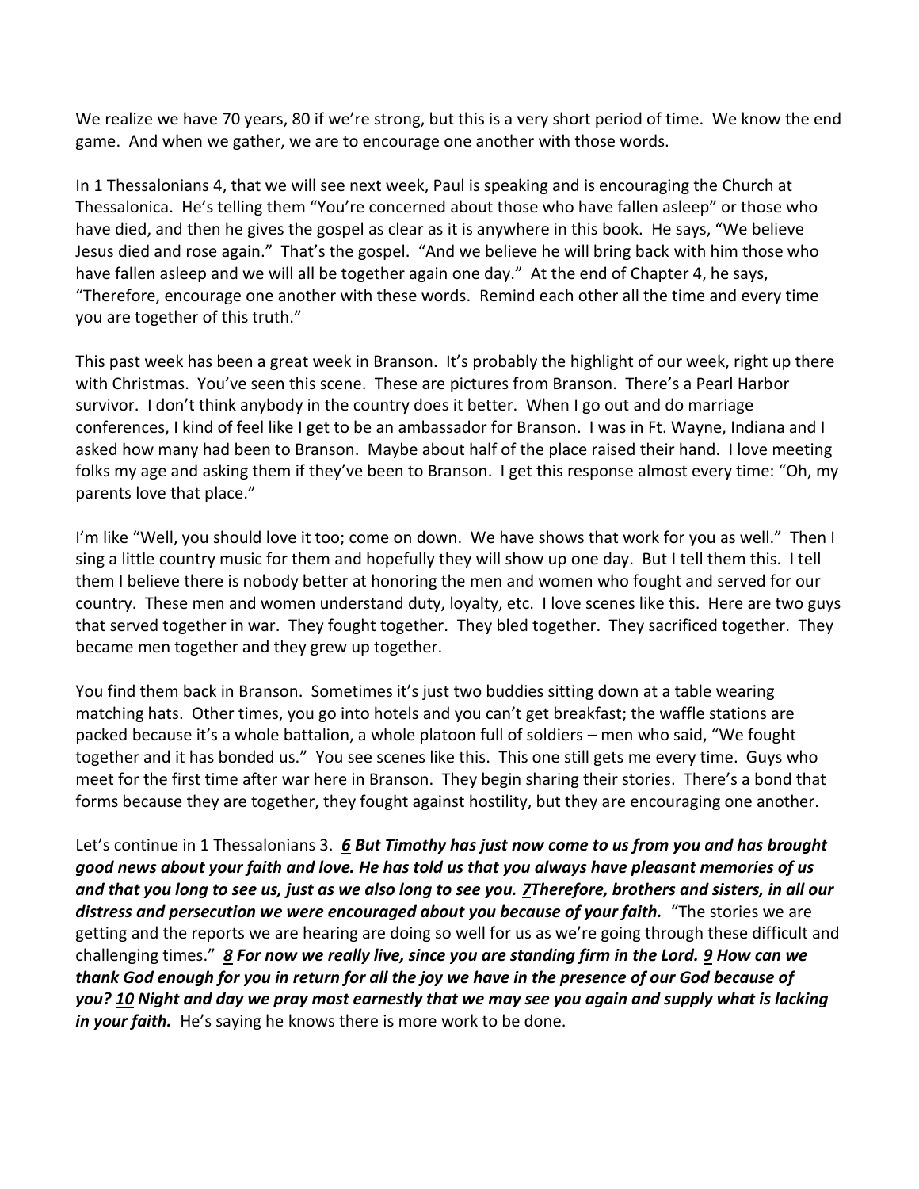We realize we have 70 years, 80 if we're strong, but this is a very short period of time. We know the end game. And when we gather, we are to encourage one another with those words.

In 1 Thessalonians 4, that we will see next week, Paul is speaking and is encouraging the Church at Thessalonica. He's telling them "You're concerned about those who have fallen asleep" or those who have died, and then he gives the gospel as clear as it is anywhere in this book. He says, "We believe Jesus died and rose again." That's the gospel. "And we believe he will bring back with him those who have fallen asleep and we will all be together again one day." At the end of Chapter 4, he says, "Therefore, encourage one another with these words. Remind each other all the time and every time you are together of this truth."

This past week has been a great week in Branson. It's probably the highlight of our week, right up there with Christmas. You've seen this scene. These are pictures from Branson. There's a Pearl Harbor survivor. I don't think anybody in the country does it better. When I go out and do marriage conferences, I kind of feel like I get to be an ambassador for Branson. I was in Ft. Wayne, Indiana and I asked how many had been to Branson. Maybe about half of the place raised their hand. I love meeting folks my age and asking them if they've been to Branson. I get this response almost every time: "Oh, my parents love that place."

I'm like "Well, you should love it too; come on down. We have shows that work for you as well." Then I sing a little country music for them and hopefully they will show up one day. But I tell them this. I tell them I believe there is nobody better at honoring the men and women who fought and served for our country. These men and women understand duty, loyalty, etc. I love scenes like this. Here are two guys that served together in war. They fought together. They bled together. They sacrificed together. They became men together and they grew up together.

You find them back in Branson. Sometimes it's just two buddies sitting down at a table wearing matching hats. Other times, you go into hotels and you can't get breakfast; the waffle stations are packed because it's a whole battalion, a whole platoon full of soldiers – men who said, "We fought together and it has bonded us." You see scenes like this. This one still gets me every time. Guys who meet for the first time after war here in Branson. They begin sharing their stories. There's a bond that forms because they are together, they fought against hostility, but they are encouraging one another.

Let's continue in 1 Thessalonians 3. ***6 But Timothy has just now come to us from you and has brought good news about your faith and love. He has told us that you always have pleasant memories of us and that you long to see us, just as we also long to see you. 7Therefore, brothers and sisters, in all our distress and persecution we were encouraged about you because of your faith.*** "The stories we are getting and the reports we are hearing are doing so well for us as we're going through these difficult and challenging times." ***8 For now we really live, since you are standing firm in the Lord. 9 How can we thank God enough for you in return for all the joy we have in the presence of our God because of you? 10 Night and day we pray most earnestly that we may see you again and supply what is lacking in your faith.*** He's saying he knows there is more work to be done.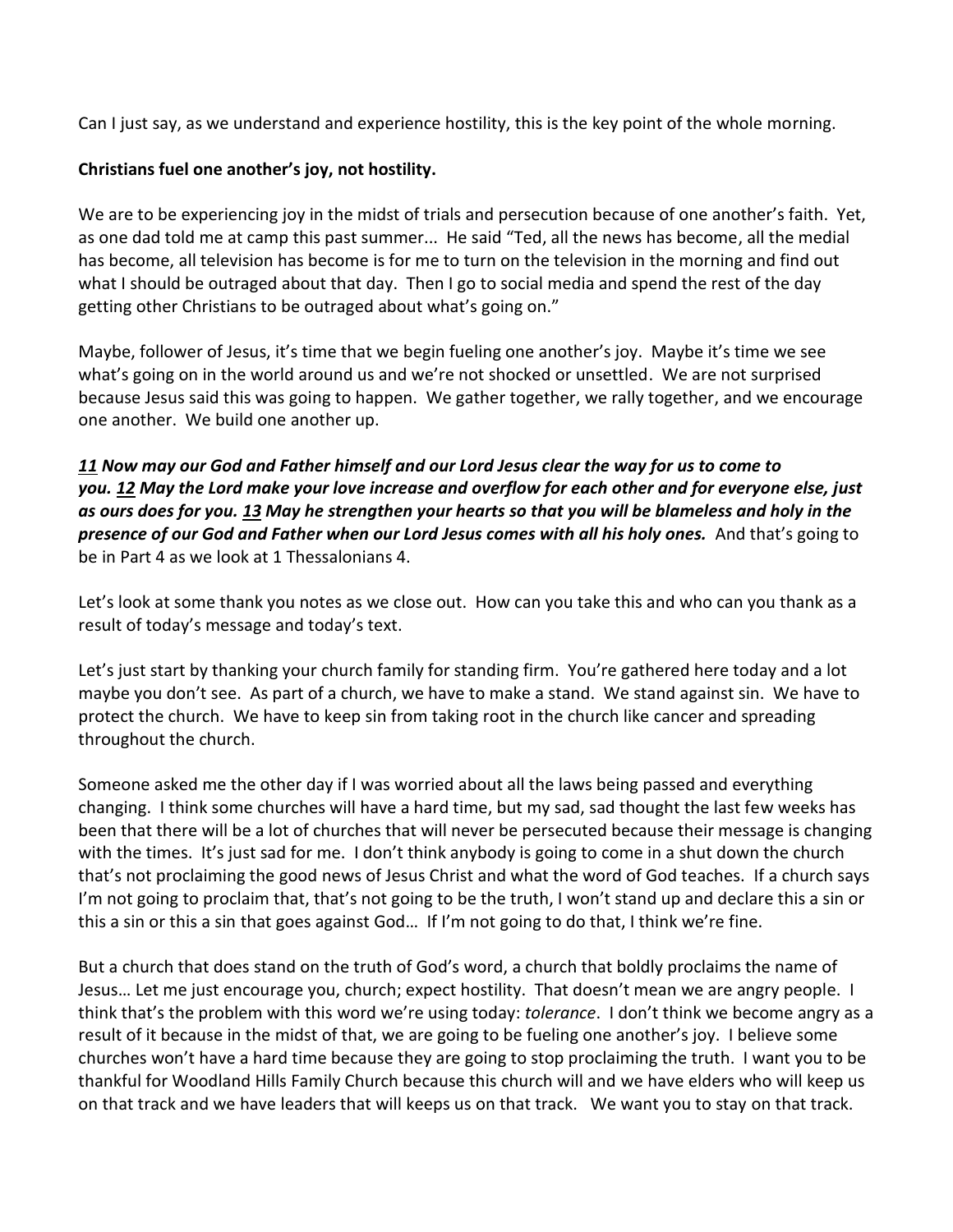Can I just say, as we understand and experience hostility, this is the key point of the whole morning.

**Christians fuel one another's joy, not hostility.**

We are to be experiencing joy in the midst of trials and persecution because of one another's faith. Yet, as one dad told me at camp this past summer... He said "Ted, all the news has become, all the medial has become, all television has become is for me to turn on the television in the morning and find out what I should be outraged about that day. Then I go to social media and spend the rest of the day getting other Christians to be outraged about what's going on."

Maybe, follower of Jesus, it's time that we begin fueling one another's joy. Maybe it's time we see what's going on in the world around us and we're not shocked or unsettled. We are not surprised because Jesus said this was going to happen. We gather together, we rally together, and we encourage one another. We build one another up.

***11 Now may our God and Father himself and our Lord Jesus clear the way for us to come to you. 12 May the Lord make your love increase and overflow for each other and for everyone else, just as ours does for you. 13 May he strengthen your hearts so that you will be blameless and holy in the presence of our God and Father when our Lord Jesus comes with all his holy ones.*** And that's going to be in Part 4 as we look at 1 Thessalonians 4.

Let's look at some thank you notes as we close out. How can you take this and who can you thank as a result of today's message and today's text.

Let's just start by thanking your church family for standing firm. You're gathered here today and a lot maybe you don't see. As part of a church, we have to make a stand. We stand against sin. We have to protect the church. We have to keep sin from taking root in the church like cancer and spreading throughout the church.

Someone asked me the other day if I was worried about all the laws being passed and everything changing. I think some churches will have a hard time, but my sad, sad thought the last few weeks has been that there will be a lot of churches that will never be persecuted because their message is changing with the times. It's just sad for me. I don't think anybody is going to come in a shut down the church that's not proclaiming the good news of Jesus Christ and what the word of God teaches. If a church says I'm not going to proclaim that, that's not going to be the truth, I won't stand up and declare this a sin or this a sin or this a sin that goes against God… If I'm not going to do that, I think we're fine.

But a church that does stand on the truth of God's word, a church that boldly proclaims the name of Jesus… Let me just encourage you, church; expect hostility. That doesn't mean we are angry people. I think that's the problem with this word we're using today: *tolerance*. I don't think we become angry as a result of it because in the midst of that, we are going to be fueling one another's joy. I believe some churches won't have a hard time because they are going to stop proclaiming the truth. I want you to be thankful for Woodland Hills Family Church because this church will and we have elders who will keep us on that track and we have leaders that will keeps us on that track. We want you to stay on that track.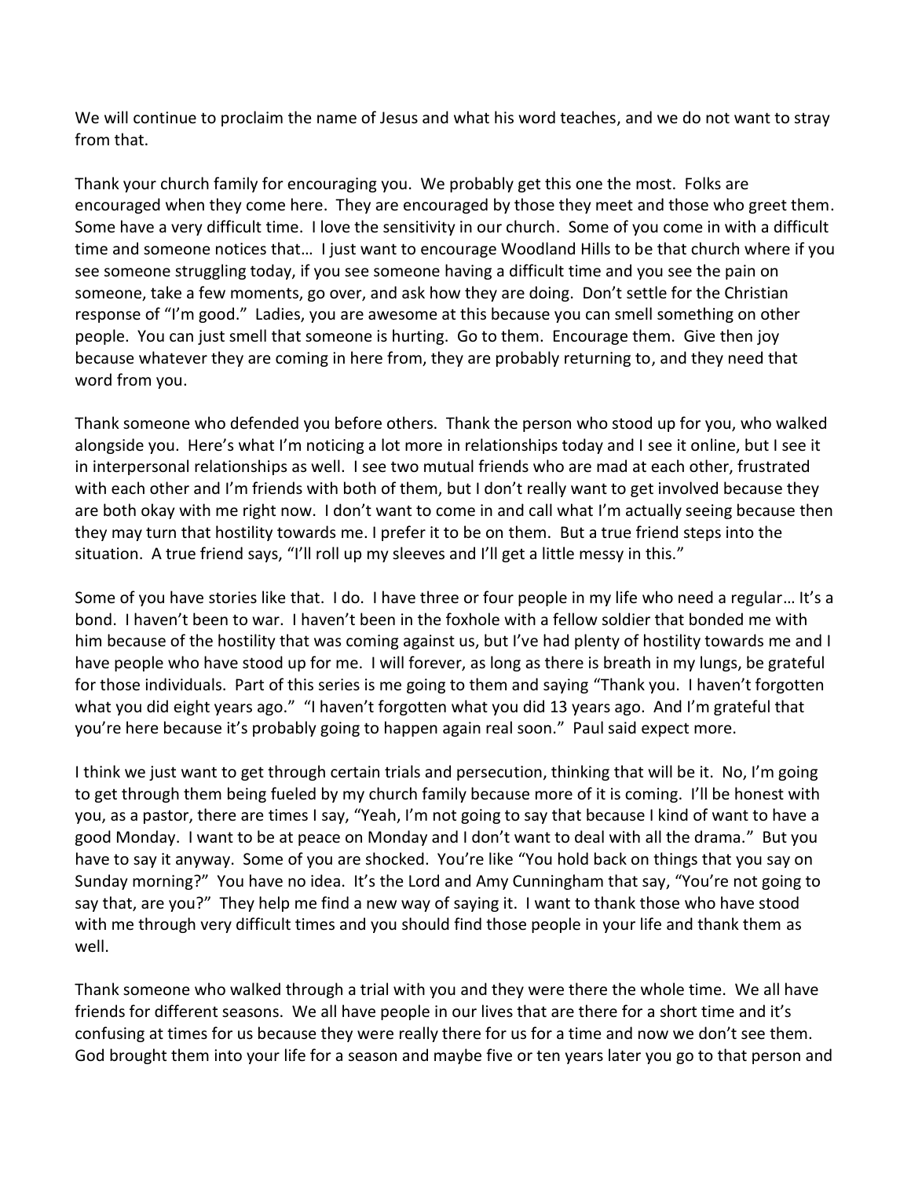We will continue to proclaim the name of Jesus and what his word teaches, and we do not want to stray from that.

Thank your church family for encouraging you. We probably get this one the most. Folks are encouraged when they come here. They are encouraged by those they meet and those who greet them. Some have a very difficult time. I love the sensitivity in our church. Some of you come in with a difficult time and someone notices that… I just want to encourage Woodland Hills to be that church where if you see someone struggling today, if you see someone having a difficult time and you see the pain on someone, take a few moments, go over, and ask how they are doing. Don't settle for the Christian response of "I'm good." Ladies, you are awesome at this because you can smell something on other people. You can just smell that someone is hurting. Go to them. Encourage them. Give then joy because whatever they are coming in here from, they are probably returning to, and they need that word from you.

Thank someone who defended you before others. Thank the person who stood up for you, who walked alongside you. Here's what I'm noticing a lot more in relationships today and I see it online, but I see it in interpersonal relationships as well. I see two mutual friends who are mad at each other, frustrated with each other and I'm friends with both of them, but I don't really want to get involved because they are both okay with me right now. I don't want to come in and call what I'm actually seeing because then they may turn that hostility towards me. I prefer it to be on them. But a true friend steps into the situation. A true friend says, "I'll roll up my sleeves and I'll get a little messy in this."

Some of you have stories like that. I do. I have three or four people in my life who need a regular… It's a bond. I haven't been to war. I haven't been in the foxhole with a fellow soldier that bonded me with him because of the hostility that was coming against us, but I've had plenty of hostility towards me and I have people who have stood up for me. I will forever, as long as there is breath in my lungs, be grateful for those individuals. Part of this series is me going to them and saying "Thank you. I haven't forgotten what you did eight years ago." "I haven't forgotten what you did 13 years ago. And I'm grateful that you're here because it's probably going to happen again real soon." Paul said expect more.

I think we just want to get through certain trials and persecution, thinking that will be it. No, I'm going to get through them being fueled by my church family because more of it is coming. I'll be honest with you, as a pastor, there are times I say, "Yeah, I'm not going to say that because I kind of want to have a good Monday. I want to be at peace on Monday and I don't want to deal with all the drama." But you have to say it anyway. Some of you are shocked. You're like "You hold back on things that you say on Sunday morning?" You have no idea. It's the Lord and Amy Cunningham that say, "You're not going to say that, are you?" They help me find a new way of saying it. I want to thank those who have stood with me through very difficult times and you should find those people in your life and thank them as well.

Thank someone who walked through a trial with you and they were there the whole time. We all have friends for different seasons. We all have people in our lives that are there for a short time and it's confusing at times for us because they were really there for us for a time and now we don't see them. God brought them into your life for a season and maybe five or ten years later you go to that person and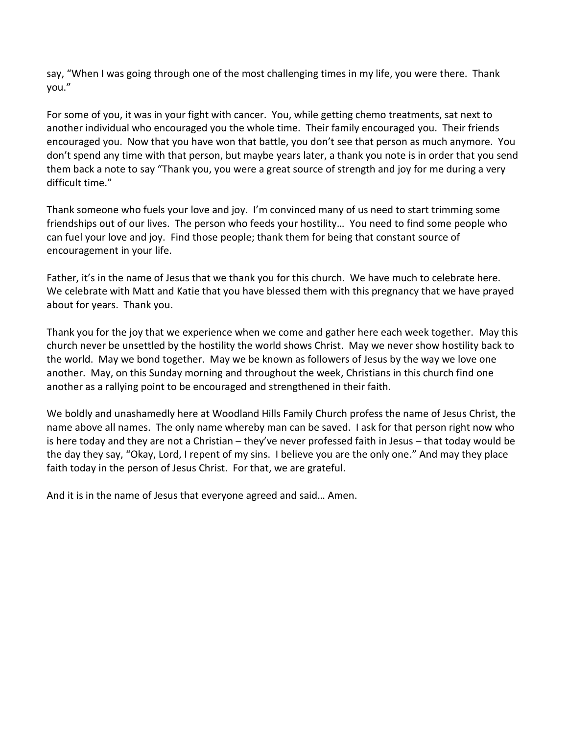say, "When I was going through one of the most challenging times in my life, you were there. Thank you."

For some of you, it was in your fight with cancer. You, while getting chemo treatments, sat next to another individual who encouraged you the whole time. Their family encouraged you. Their friends encouraged you. Now that you have won that battle, you don't see that person as much anymore. You don't spend any time with that person, but maybe years later, a thank you note is in order that you send them back a note to say "Thank you, you were a great source of strength and joy for me during a very difficult time."

Thank someone who fuels your love and joy. I'm convinced many of us need to start trimming some friendships out of our lives. The person who feeds your hostility… You need to find some people who can fuel your love and joy. Find those people; thank them for being that constant source of encouragement in your life.

Father, it's in the name of Jesus that we thank you for this church. We have much to celebrate here. We celebrate with Matt and Katie that you have blessed them with this pregnancy that we have prayed about for years. Thank you.

Thank you for the joy that we experience when we come and gather here each week together. May this church never be unsettled by the hostility the world shows Christ. May we never show hostility back to the world. May we bond together. May we be known as followers of Jesus by the way we love one another. May, on this Sunday morning and throughout the week, Christians in this church find one another as a rallying point to be encouraged and strengthened in their faith.

We boldly and unashamedly here at Woodland Hills Family Church profess the name of Jesus Christ, the name above all names. The only name whereby man can be saved. I ask for that person right now who is here today and they are not a Christian – they've never professed faith in Jesus – that today would be the day they say, "Okay, Lord, I repent of my sins. I believe you are the only one." And may they place faith today in the person of Jesus Christ. For that, we are grateful.

And it is in the name of Jesus that everyone agreed and said… Amen.